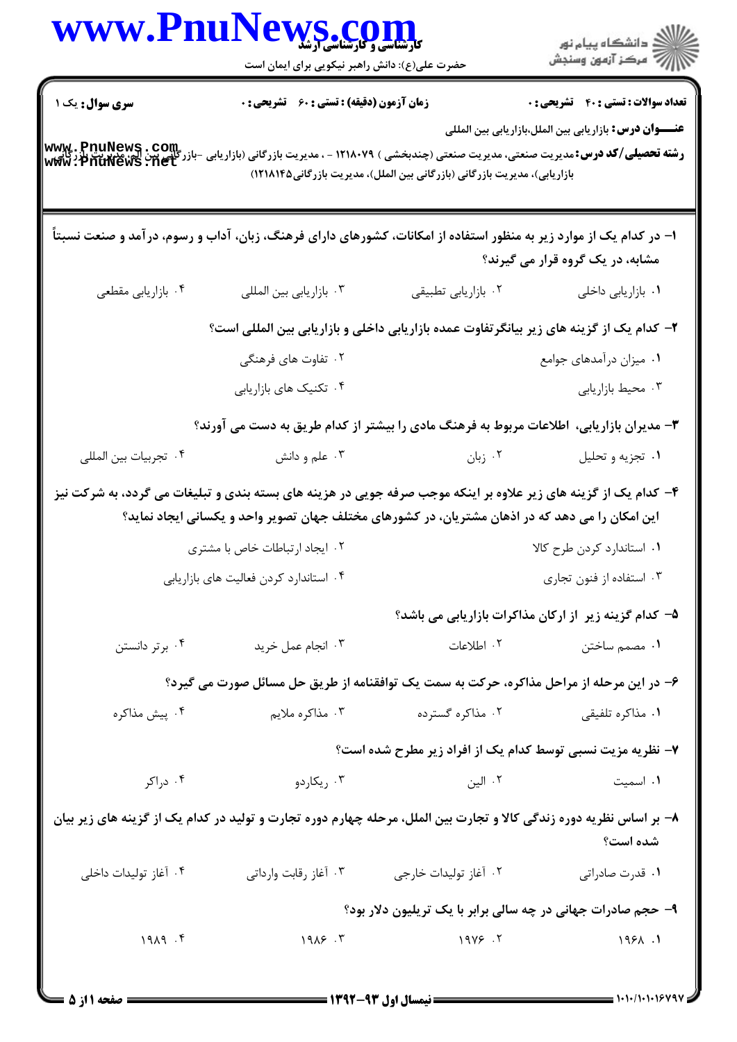**سری سوال:** یک ۱

**زمان آزمون (دقیقه) : تستی : ۶۰ تشریحی : ۰**

**تعداد سوالات : تستی : ۴۰ تشریحی : ۰**

**عنـــوان درس:** بازاریابی بین الملل،بازاریابی بین المللی

**رشته تحصیلی/کد درس:** مدیریت صنعتی، مدیریت صنعتی (چندبخشی ) ۱۲۱۸۰۷۹ - ، مدیریت بازرگانی (بازاریابی -بازرگانی بین الملل)، مدیریت بازرگانی (بازاریابی)، مدیریت بازرگانی (بازرگانی بین الملل)، مدیریت بازرگانی۱۲۱۸۱۴۵)

۱- در کدام یک از موارد زیر به منظور استفاده از امکانات، کشورهای دارای فرهنگ، زبان، آداب و رسوم، درآمد و صنعت نسبتاً مشابه، در یک گروه قرار می گیرند؟

۱. بازاریابی داخلی
۲. بازاریابی تطبیقی
۳. بازاریابی بین المللی
۴. بازاریابی مقطعی

۲- کدام یک از گزینه های زیر بیانگرتفاوت عمده بازاریابی داخلی و بازاریابی بین المللی است؟

۱. میزان درآمدهای جوامع
۲. تفاوت های فرهنگی
۳. محیط بازاریابی
۴. تکنیک های بازاریابی

۳- مدیران بازاریابی، اطلاعات مربوط به فرهنگ مادی را بیشتر از کدام طریق به دست می آورند؟

۱. تجزیه و تحلیل
۲. زبان
۳. علم و دانش
۴. تجربیات بین المللی

۴- کدام یک از گزینه های زیر علاوه بر اینکه موجب صرفه جویی در هزینه های بسته بندی و تبلیغات می گردد، به شرکت نیز این امکان را می دهد که در اذهان مشتریان، در کشورهای مختلف جهان تصویر واحد و یکسانی ایجاد نماید؟

۱. استاندارد کردن طرح کالا
۲. ایجاد ارتباطات خاص با مشتری
۳. استفاده از فنون تجاری
۴. استاندارد کردن فعالیت های بازاریابی

۵- کدام گزینه زیر از ارکان مذاکرات بازاریابی می باشد؟

۱. مصمم ساختن
۲. اطلاعات
۳. انجام عمل خرید
۴. برتر دانستن

۶- در این مرحله از مراحل مذاکره، حرکت به سمت یک توافقنامه از طریق حل مسائل صورت می گیرد؟

۱. مذاکره تلفیقی
۲. مذاکره گسترده
۳. مذاکره ملایم
۴. پیش مذاکره

۷- نظریه مزیت نسبی توسط کدام یک از افراد زیر مطرح شده است؟

۱. اسمیت
۲. الین
۳. ریکاردو
۴. دراکر

۸- بر اساس نظریه دوره زندگی کالا و تجارت بین الملل، مرحله چهارم دوره تجارت و تولید در کدام یک از گزینه های زیر بیان شده است؟

۱. قدرت صادراتی
۲. آغاز تولیدات خارجی
۳. آغاز رقابت وارداتی
۴. آغاز تولیدات داخلی

۹- حجم صادرات جهانی در چه سالی برابر با یک تریلیون دلار بود؟

۱. ۱۹۶۸
۲. ۱۹۷۶
۳. ۱۹۸۶
۴. ۱۹۸۹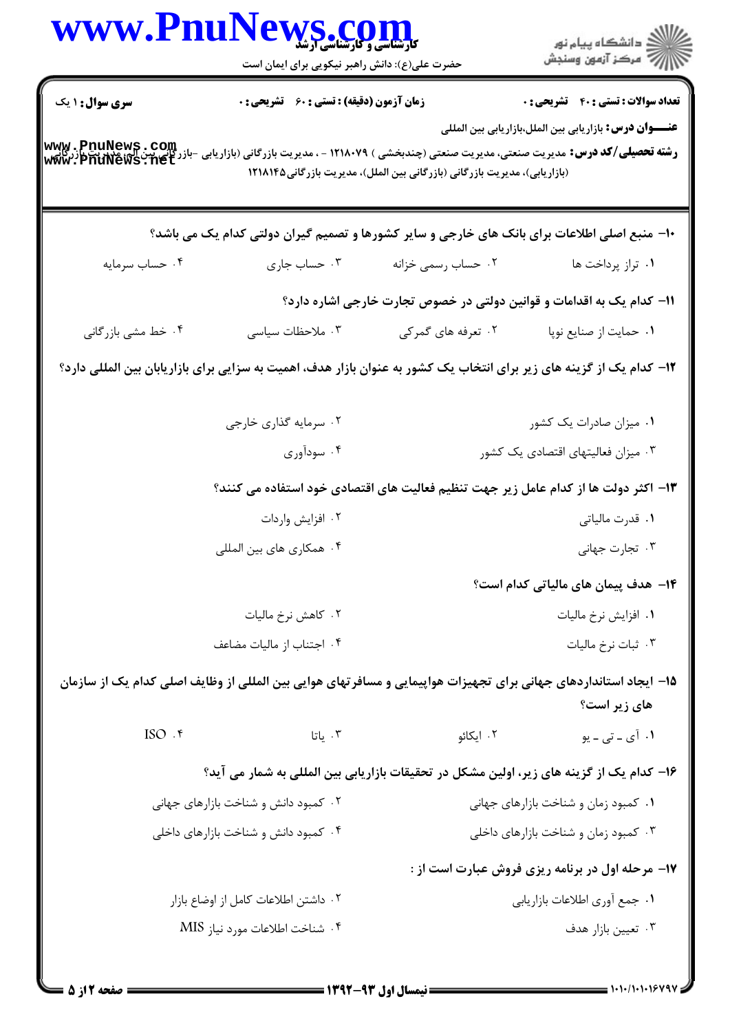**سری سوال:** ۱ یک | **زمان آزمون (دقیقه) : تستی : ۶۰ تشریحی : ۰** | **تعداد سوالات : تستی : ۴۰ تشریحی : ۰**

**عنـــوان درس:** بازاریابی بین الملل،بازاریابی بین المللی

**رشته تحصیلی/کد درس:** مدیریت صنعتی، مدیریت صنعتی (چندبخشی ) ۱۲۱۸۰۷۹ - ، مدیریت بازرگانی (بازاریابی -بازرگانی بین الملل)، مدیریت بازرگانی (بازاریابی)، مدیریت بازرگانی (بازرگانی بین الملل)، مدیریت بازرگانی۱۲۱۸۱۴۵

---

۱۰- منبع اصلی اطلاعات برای بانک های خارجی و سایر کشورها و تصمیم گیران دولتی کدام یک می باشد؟

۱. تراز پرداخت ها
۲. حساب رسمی خزانه
۳. حساب جاری
۴. حساب سرمایه

۱۱- کدام یک به اقدامات و قوانین دولتی در خصوص تجارت خارجی اشاره دارد؟

۱. حمایت از صنایع نوپا
۲. تعرفه های گمرکی
۳. ملاحظات سیاسی
۴. خط مشی بازرگانی

۱۲- کدام یک از گزینه های زیر برای انتخاب یک کشور به عنوان بازار هدف، اهمیت به سزایی برای بازاریابان بین المللی دارد؟

۱. میزان صادرات یک کشور
۲. سرمایه گذاری خارجی
۳. میزان فعالیتهای اقتصادی یک کشور
۴. سودآوری

۱۳- اکثر دولت ها از کدام عامل زیر جهت تنظیم فعالیت های اقتصادی خود استفاده می کنند؟

۱. قدرت مالیاتی
۲. افزایش واردات
۳. تجارت جهانی
۴. همکاری های بین المللی

۱۴- هدف پیمان های مالیاتی کدام است؟

۱. افزایش نرخ مالیات
۲. کاهش نرخ مالیات
۳. ثبات نرخ مالیات
۴. اجتناب از مالیات مضاعف

۱۵- ایجاد استانداردهای جهانی برای تجهیزات هواپیمایی و مسافرتهای هوایی بین المللی از وظایف اصلی کدام یک از سازمان های زیر است؟

۱. آی - تی - یو
۲. ایکائو
۳. یاتا
۴. ISO

۱۶- کدام یک از گزینه های زیر، اولین مشکل در تحقیقات بازاریابی بین المللی به شمار می آید؟

۱. کمبود زمان و شناخت بازارهای جهانی
۲. کمبود دانش و شناخت بازارهای جهانی
۳. کمبود زمان و شناخت بازارهای داخلی
۴. کمبود دانش و شناخت بازارهای داخلی

۱۷- مرحله اول در برنامه ریزی فروش عبارت است از :

۱. جمع آوری اطلاعات بازاریابی
۲. داشتن اطلاعات کامل از اوضاع بازار
۳. تعیین بازار هدف
۴. شناخت اطلاعات مورد نیاز MIS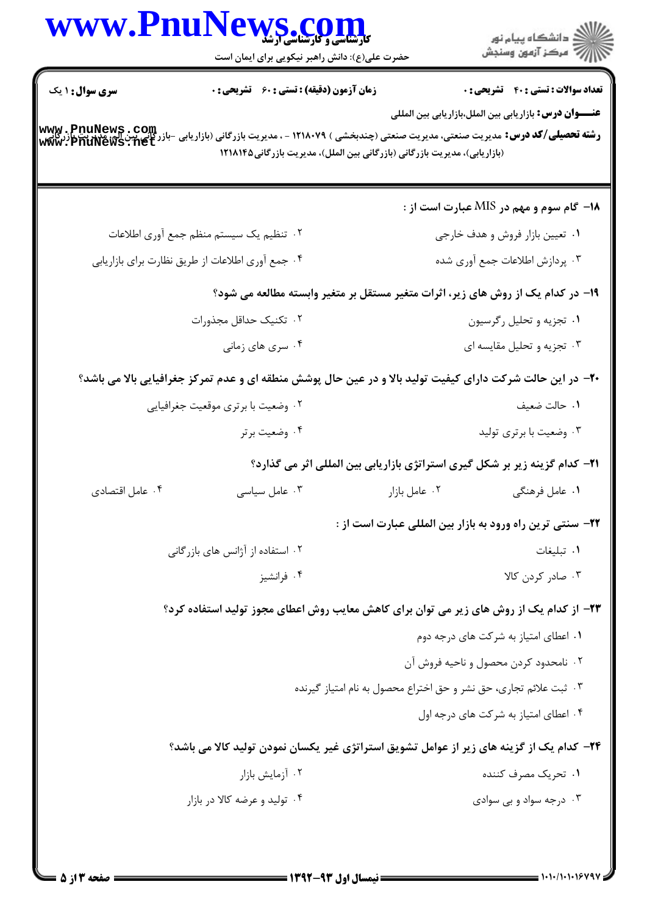**سری سوال:** ۱ یک

**زمان آزمون (دقیقه) :** تستی : ۶۰ تشریحی : ۰

**تعداد سوالات :** تستی : ۴۰ تشریحی : ۰

**عنـــوان درس:** بازاریابی بین الملل،بازاریابی بین المللی

**رشته تحصیلی/کد درس:** مدیریت صنعتی، مدیریت صنعتی (چندبخشی ) ۱۲۱۸۰۷۹ - ، مدیریت بازرگانی (بازاریابی -بازرگانی بین الملل )، مدیریت بازرگانی (بازاریابی)، مدیریت بازرگانی (بازرگانی بین الملل)، مدیریت بازرگانی۱۲۱۸۱۴۵

---

**۱۸- گام سوم و مهم در MIS عبارت است از :**

۱. تعیین بازار فروش و هدف خارجی

۲. تنظیم یک سیستم منظم جمع آوری اطلاعات

۳. پردازش اطلاعات جمع آوری شده

۴. جمع آوری اطلاعات از طریق نظارت برای بازاریابی

**۱۹- در کدام یک از روش های زیر، اثرات متغیر مستقل بر متغیر وابسته مطالعه می شود؟**

۱. تجزیه و تحلیل رگرسیون

۲. تکنیک حداقل مجذورات

۳. تجزیه و تحلیل مقایسه ای

۴. سری های زمانی

**۲۰- در این حالت شرکت دارای کیفیت تولید بالا و در عین حال پوشش منطقه ای و عدم تمرکز جغرافیایی بالا می باشد؟**

۱. حالت ضعیف

۲. وضعیت با برتری موقعیت جغرافیایی

۳. وضعیت با برتری تولید

۴. وضعیت برتر

**۲۱- کدام گزینه زیر بر شکل گیری استراتژی بازاریابی بین المللی اثر می گذارد؟**

۱. عامل فرهنگی

۲. عامل بازار

۳. عامل سیاسی

۴. عامل اقتصادی

**۲۲- سنتی ترین راه ورود به بازار بین المللی عبارت است از :**

۱. تبلیغات

۲. استفاده از آژانس های بازرگانی

۳. صادر کردن کالا

۴. فرانشیز

**۲۳- از کدام یک از روش های زیر می توان برای کاهش معایب روش اعطای مجوز تولید استفاده کرد؟**

۱. اعطای امتیاز به شرکت های درجه دوم

۲. نامحدود کردن محصول و ناحیه فروش آن

۳. ثبت علائم تجاری، حق نشر و حق اختراع محصول به نام امتیاز گیرنده

۴. اعطای امتیاز به شرکت های درجه اول

**۲۴- کدام یک از گزینه های زیر از عوامل تشویق استراتژی غیر یکسان نمودن تولید کالا می باشد؟**

۱. تحریک مصرف کننده

۲. آزمایش بازار

۳. درجه سواد و بی سوادی

۴. تولید و عرضه کالا در بازار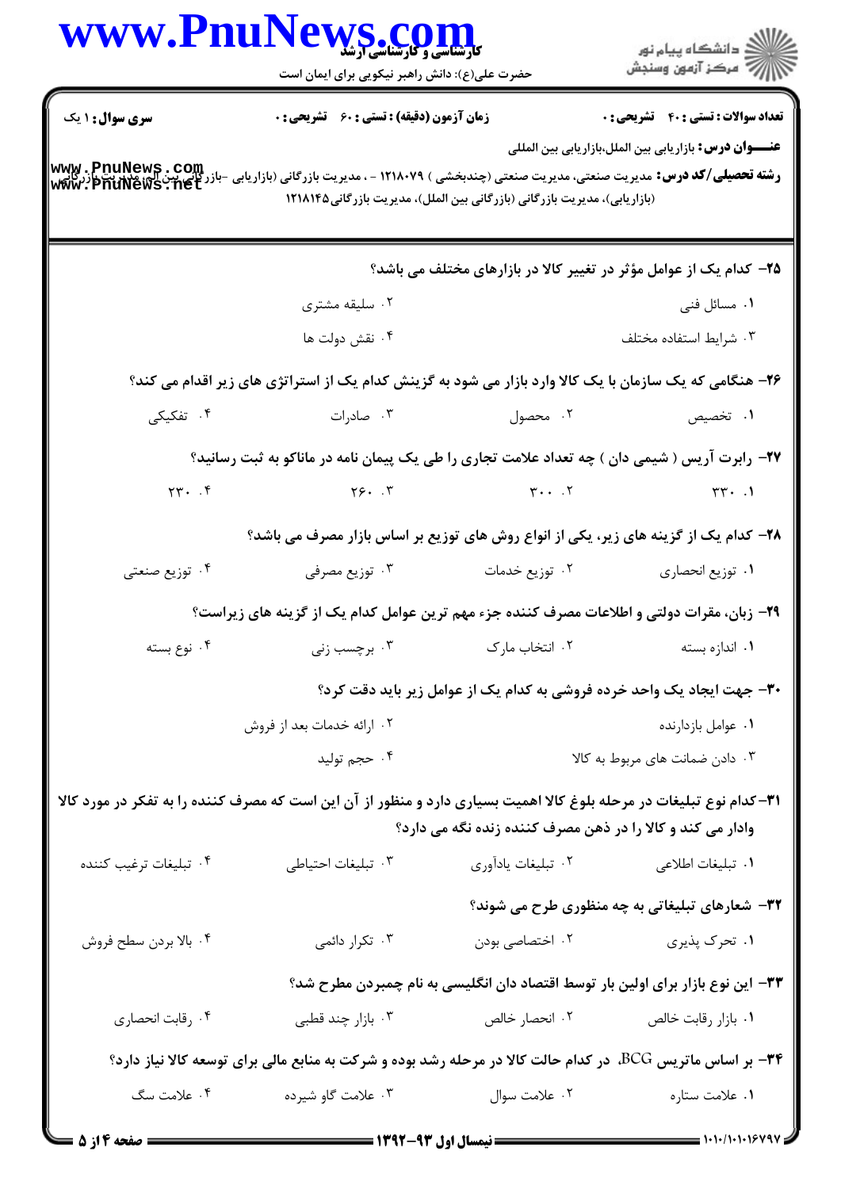**عنـــوان درس:** بازاریابی بین الملل،بازاریابی بین المللی

**رشته تحصیلی/کد درس:** مدیریت صنعتی، مدیریت صنعتی (چندبخشی ) ۱۲۱۸۰۷۹ - ، مدیریت بازرگانی (بازاریابی -بازرگانی بین الملل)، مدیریت بازرگانی (بازاریابی)، مدیریت بازرگانی (بازرگانی بین الملل)، مدیریت بازرگانی۱۲۱۸۱۴۵

**سری سوال:** ۱ یک | **زمان آزمون (دقیقه) : تستی :** ۶۰ **تشریحی :** ۰ | **تعداد سوالات : تستی :** ۴۰ **تشریحی :** ۰

---

**۲۵- کدام یک از عوامل مؤثر در تغییر کالا در بازارهای مختلف می باشد؟**

۱. مسائل فنی
۲. سلیقه مشتری
۳. شرایط استفاده مختلف
۴. نقش دولت ها

**۲۶- هنگامی که یک سازمان با یک کالا وارد بازار می شود به گزینش کدام یک از استراتژی های زیر اقدام می کند؟**

۱. تخصیص
۲. محصول
۳. صادرات
۴. تفکیکی

**۲۷- رابرت آریس ( شیمی دان ) چه تعداد علامت تجاری را طی یک پیمان نامه در ماناکو به ثبت رسانید؟**

۱. ۳۳۰
۲. ۳۰۰
۳. ۲۶۰
۴. ۲۳۰

**۲۸- کدام یک از گزینه های زیر، یکی از انواع روش های توزیع بر اساس بازار مصرف می باشد؟**

۱. توزیع انحصاری
۲. توزیع خدمات
۳. توزیع مصرفی
۴. توزیع صنعتی

**۲۹- زبان، مقرات دولتی و اطلاعات مصرف کننده جزء مهم ترین عوامل کدام یک از گزینه های زیراست؟**

۱. اندازه بسته
۲. انتخاب مارک
۳. برچسب زنی
۴. نوع بسته

**۳۰- جهت ایجاد یک واحد خرده فروشی به کدام یک از عوامل زیر باید دقت کرد؟**

۱. عوامل بازدارنده
۲. ارائه خدمات بعد از فروش
۳. دادن ضمانت های مربوط به کالا
۴. حجم تولید

**۳۱-کدام نوع تبلیغات در مرحله بلوغ کالا اهمیت بسیاری دارد و منظور از آن این است که مصرف کننده را به تفکر در مورد کالا وادار می کند و کالا را در ذهن مصرف کننده زنده نگه می دارد؟**

۱. تبلیغات اطلاعی
۲. تبلیغات یادآوری
۳. تبلیغات احتیاطی
۴. تبلیغات ترغیب کننده

**۳۲- شعارهای تبلیغاتی به چه منظوری طرح می شوند؟**

۱. تحرک پذیری
۲. اختصاصی بودن
۳. تکرار دائمی
۴. بالا بردن سطح فروش

**۳۳- این نوع بازار برای اولین بار توسط اقتصاد دان انگلیسی به نام چمبردن مطرح شد؟**

۱. بازار رقابت خالص
۲. انحصار خالص
۳. بازار چند قطبی
۴. رقابت انحصاری

**۳۴- بر اساس ماتریس BCG، در کدام حالت کالا در مرحله رشد بوده و شرکت به منابع مالی برای توسعه کالا نیاز دارد؟**

۱. علامت ستاره
۲. علامت سوال
۳. علامت گاو شیرده
۴. علامت سگ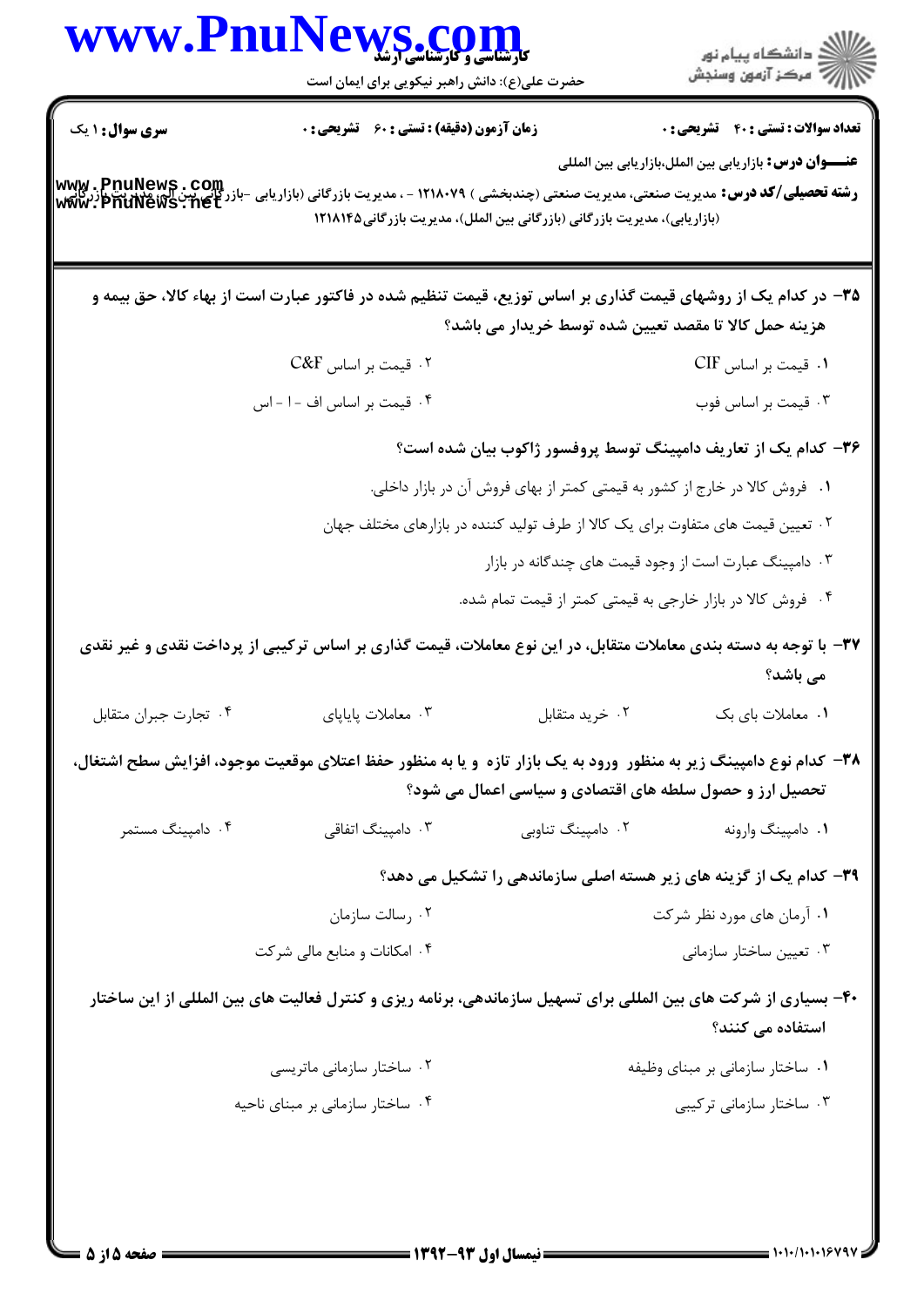۳۵- در کدام یک از روشهای قیمت گذاری بر اساس توزیع، قیمت تنظیم شده در فاکتور عبارت است از بهاء کالا، حق بیمه و هزینه حمل کالا تا مقصد تعیین شده توسط خریدار می باشد؟

۱. قیمت بر اساس CIF
۲. قیمت بر اساس C&F
۳. قیمت بر اساس فوب
۴. قیمت بر اساس اف - ا - اس

۳۶- کدام یک از تعاریف دامپینگ توسط پروفسور ژاکوب بیان شده است؟

۱. فروش کالا در خارج از کشور به قیمتی کمتر از بهای فروش آن در بازار داخلی.
۲. تعیین قیمت های متفاوت برای یک کالا از طرف تولید کننده در بازارهای مختلف جهان
۳. دامپینگ عبارت است از وجود قیمت های چندگانه در بازار
۴. فروش کالا در بازار خارجی به قیمتی کمتر از قیمت تمام شده.

۳۷- با توجه به دسته بندی معاملات متقابل، در این نوع معاملات، قیمت گذاری بر اساس ترکیبی از پرداخت نقدی و غیر نقدی می باشد؟

۱. معاملات بای بک
۲. خرید متقابل
۳. معاملات پایاپای
۴. تجارت جبران متقابل

۳۸- کدام نوع دامپینگ زیر به منظور ورود به یک بازار تازه و یا به منظور حفظ اعتلای موقعیت موجود، افزایش سطح اشتغال، تحصیل ارز و حصول سلطه های اقتصادی و سیاسی اعمال می شود؟

۱. دامپینگ وارونه
۲. دامپینگ تناوبی
۳. دامپینگ اتفاقی
۴. دامپینگ مستمر

۳۹- کدام یک از گزینه های زیر هسته اصلی سازماندهی را تشکیل می دهد؟

۱. آرمان های مورد نظر شرکت
۲. رسالت سازمان
۳. تعیین ساختار سازمانی
۴. امکانات و منابع مالی شرکت

۴۰- بسیاری از شرکت های بین المللی برای تسهیل سازماندهی، برنامه ریزی و کنترل فعالیت های بین المللی از این ساختار استفاده می کنند؟

۱. ساختار سازمانی بر مبنای وظیفه
۲. ساختار سازمانی ماتریسی
۳. ساختار سازمانی ترکیبی
۴. ساختار سازمانی بر مبنای ناحیه